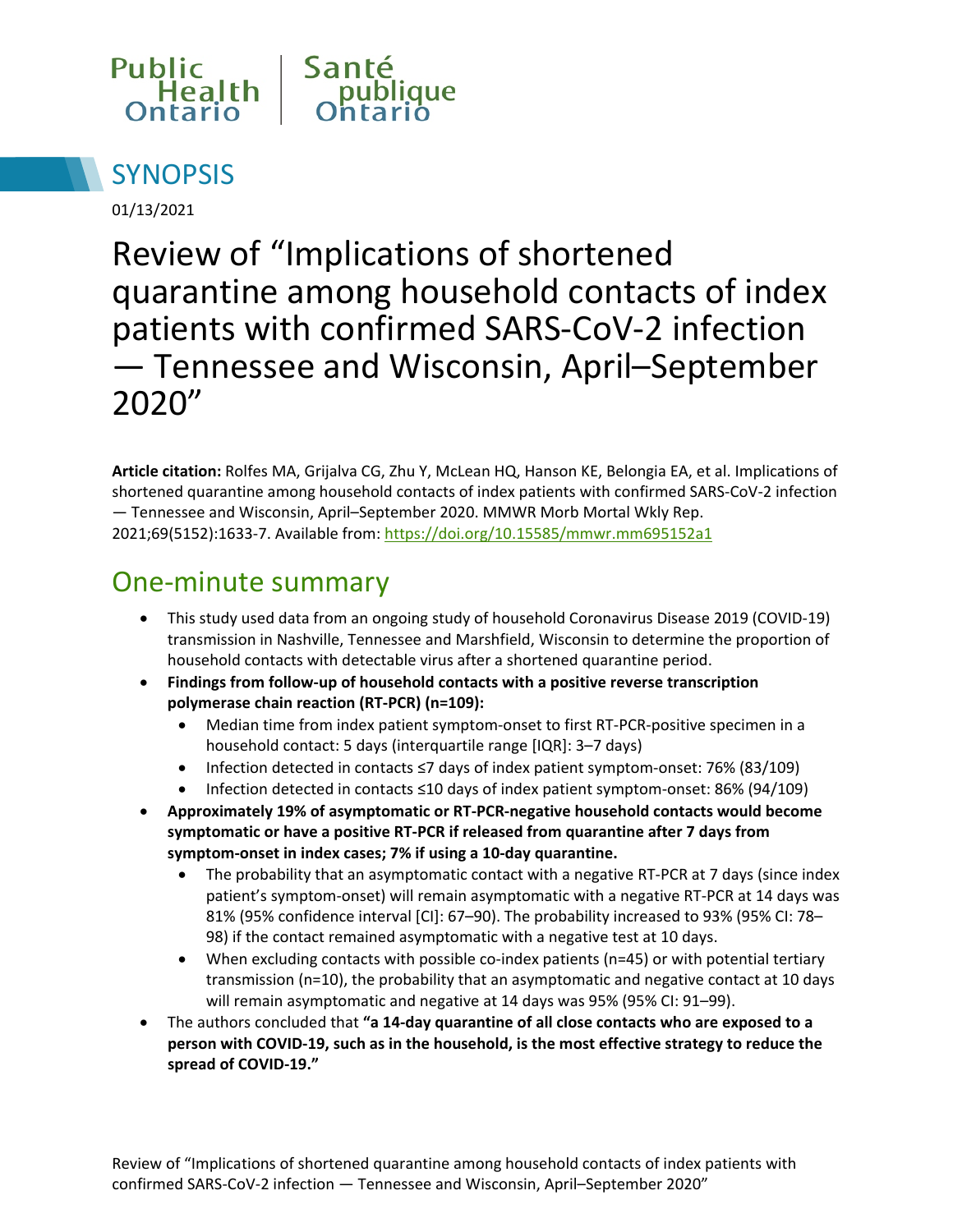Public Health Ontario | Santé publique Ontario

# SYNOPSIS

01/13/2021

# Review of “Implications of shortened quarantine among household contacts of index patients with confirmed SARS-CoV-2 infection — Tennessee and Wisconsin, April–September 2020”

**Article citation:** Rolfes MA, Grijalva CG, Zhu Y, McLean HQ, Hanson KE, Belongia EA, et al. Implications of shortened quarantine among household contacts of index patients with confirmed SARS-CoV-2 infection — Tennessee and Wisconsin, April–September 2020. MMWR Morb Mortal Wkly Rep. 2021;69(5152):1633-7. Available from: https://doi.org/10.15585/mmwr.mm695152a1

## One-minute summary

- This study used data from an ongoing study of household Coronavirus Disease 2019 (COVID-19) transmission in Nashville, Tennessee and Marshfield, Wisconsin to determine the proportion of household contacts with detectable virus after a shortened quarantine period.
- **Findings from follow-up of household contacts with a positive reverse transcription polymerase chain reaction (RT-PCR) (n=109):**
  - Median time from index patient symptom-onset to first RT-PCR-positive specimen in a household contact: 5 days (interquartile range [IQR]: 3–7 days)
  - Infection detected in contacts ≤7 days of index patient symptom-onset: 76% (83/109)
  - Infection detected in contacts ≤10 days of index patient symptom-onset: 86% (94/109)
- **Approximately 19% of asymptomatic or RT-PCR-negative household contacts would become symptomatic or have a positive RT-PCR if released from quarantine after 7 days from symptom-onset in index cases; 7% if using a 10-day quarantine.**
  - The probability that an asymptomatic contact with a negative RT-PCR at 7 days (since index patient’s symptom-onset) will remain asymptomatic with a negative RT-PCR at 14 days was 81% (95% confidence interval [CI]: 67–90). The probability increased to 93% (95% CI: 78–98) if the contact remained asymptomatic with a negative test at 10 days.
  - When excluding contacts with possible co-index patients (n=45) or with potential tertiary transmission (n=10), the probability that an asymptomatic and negative contact at 10 days will remain asymptomatic and negative at 14 days was 95% (95% CI: 91–99).
- The authors concluded that **“a 14-day quarantine of all close contacts who are exposed to a person with COVID-19, such as in the household, is the most effective strategy to reduce the spread of COVID-19.”**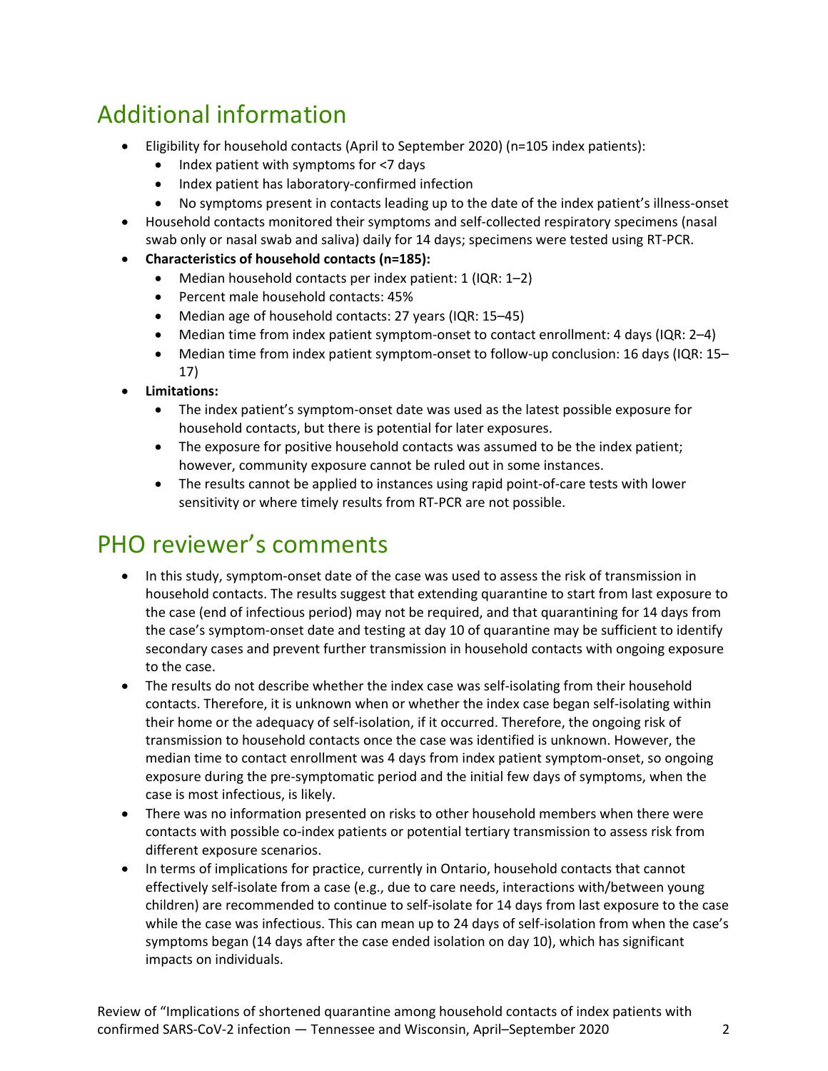## Additional information

- Eligibility for household contacts (April to September 2020) (n=105 index patients):
  - Index patient with symptoms for <7 days
  - Index patient has laboratory-confirmed infection
  - No symptoms present in contacts leading up to the date of the index patient's illness-onset
- Household contacts monitored their symptoms and self-collected respiratory specimens (nasal swab only or nasal swab and saliva) daily for 14 days; specimens were tested using RT-PCR.
- **Characteristics of household contacts (n=185):**
  - Median household contacts per index patient: 1 (IQR: 1–2)
  - Percent male household contacts: 45%
  - Median age of household contacts: 27 years (IQR: 15–45)
  - Median time from index patient symptom-onset to contact enrollment: 4 days (IQR: 2–4)
  - Median time from index patient symptom-onset to follow-up conclusion: 16 days (IQR: 15–17)
- **Limitations:**
  - The index patient's symptom-onset date was used as the latest possible exposure for household contacts, but there is potential for later exposures.
  - The exposure for positive household contacts was assumed to be the index patient; however, community exposure cannot be ruled out in some instances.
  - The results cannot be applied to instances using rapid point-of-care tests with lower sensitivity or where timely results from RT-PCR are not possible.

## PHO reviewer's comments

- In this study, symptom-onset date of the case was used to assess the risk of transmission in household contacts. The results suggest that extending quarantine to start from last exposure to the case (end of infectious period) may not be required, and that quarantining for 14 days from the case's symptom-onset date and testing at day 10 of quarantine may be sufficient to identify secondary cases and prevent further transmission in household contacts with ongoing exposure to the case.
- The results do not describe whether the index case was self-isolating from their household contacts. Therefore, it is unknown when or whether the index case began self-isolating within their home or the adequacy of self-isolation, if it occurred. Therefore, the ongoing risk of transmission to household contacts once the case was identified is unknown. However, the median time to contact enrollment was 4 days from index patient symptom-onset, so ongoing exposure during the pre-symptomatic period and the initial few days of symptoms, when the case is most infectious, is likely.
- There was no information presented on risks to other household members when there were contacts with possible co-index patients or potential tertiary transmission to assess risk from different exposure scenarios.
- In terms of implications for practice, currently in Ontario, household contacts that cannot effectively self-isolate from a case (e.g., due to care needs, interactions with/between young children) are recommended to continue to self-isolate for 14 days from last exposure to the case while the case was infectious. This can mean up to 24 days of self-isolation from when the case's symptoms began (14 days after the case ended isolation on day 10), which has significant impacts on individuals.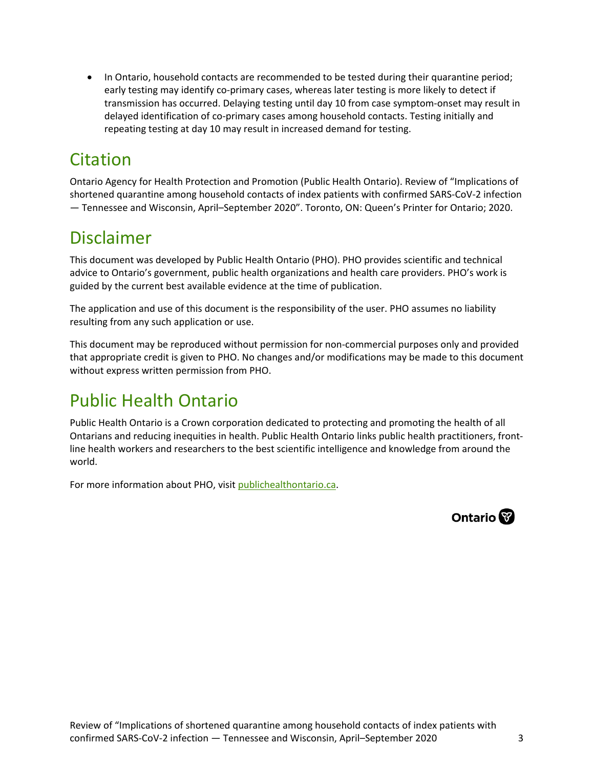- In Ontario, household contacts are recommended to be tested during their quarantine period; early testing may identify co-primary cases, whereas later testing is more likely to detect if transmission has occurred. Delaying testing until day 10 from case symptom-onset may result in delayed identification of co-primary cases among household contacts. Testing initially and repeating testing at day 10 may result in increased demand for testing.

## Citation

Ontario Agency for Health Protection and Promotion (Public Health Ontario). Review of "Implications of shortened quarantine among household contacts of index patients with confirmed SARS-CoV-2 infection — Tennessee and Wisconsin, April–September 2020". Toronto, ON: Queen's Printer for Ontario; 2020.

## Disclaimer

This document was developed by Public Health Ontario (PHO). PHO provides scientific and technical advice to Ontario's government, public health organizations and health care providers. PHO's work is guided by the current best available evidence at the time of publication.

The application and use of this document is the responsibility of the user. PHO assumes no liability resulting from any such application or use.

This document may be reproduced without permission for non-commercial purposes only and provided that appropriate credit is given to PHO. No changes and/or modifications may be made to this document without express written permission from PHO.

## Public Health Ontario

Public Health Ontario is a Crown corporation dedicated to protecting and promoting the health of all Ontarians and reducing inequities in health. Public Health Ontario links public health practitioners, front-line health workers and researchers to the best scientific intelligence and knowledge from around the world.

For more information about PHO, visit publichealthontario.ca.

Ontario